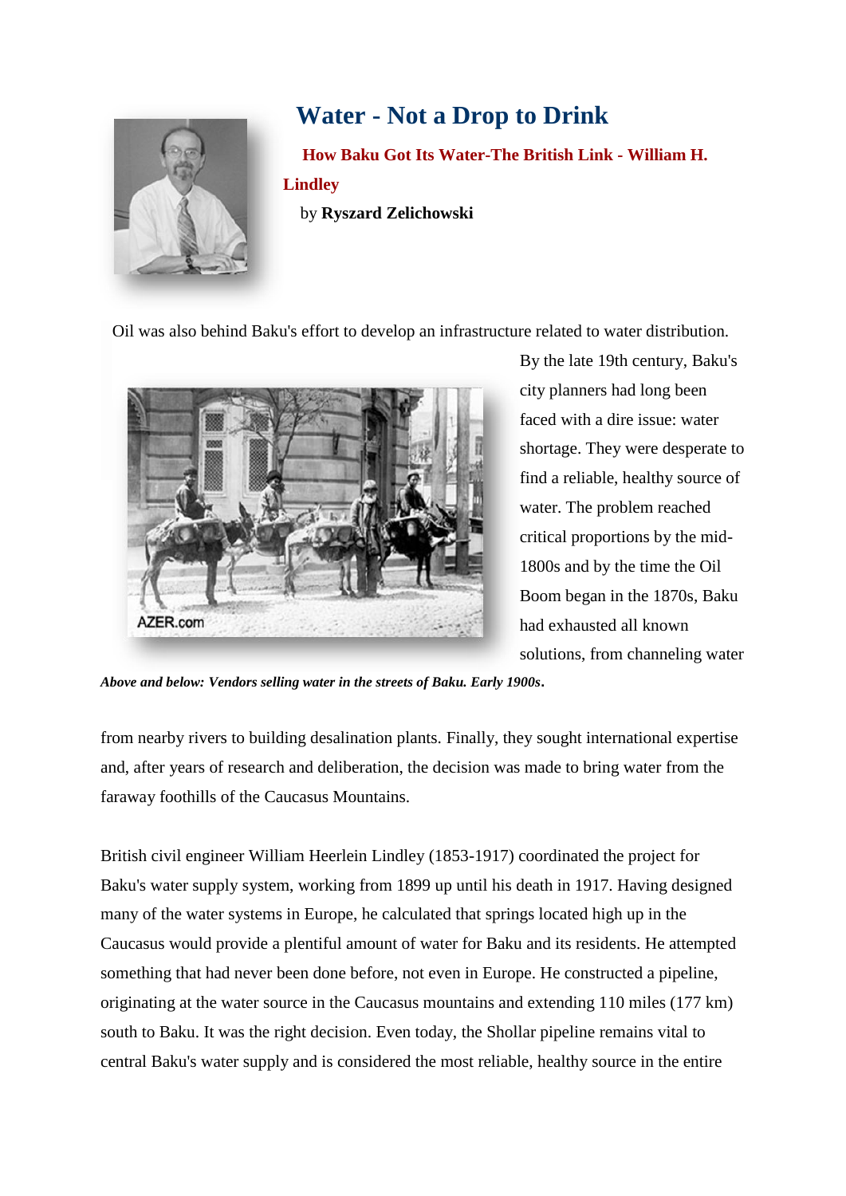# Water - Not a Drop to Drink

## How Baku Got Its Water-The British Link - William H. Lindley

by **Ryszard Zelichowski**

Oil was also behind Baku's effort to develop an infrastructure related to water distribution.

By the late 19th century, Baku's city planners had long been faced with a dire issue: water shortage. They were desperate to find a reliable, healthy source of water. The problem reached critical proportions by the mid-1800s and by the time the Oil Boom began in the 1870s, Baku had exhausted all known solutions, from channeling water from nearby rivers to building desalination plants. Finally, they sought international expertise and, after years of research and deliberation, the decision was made to bring water from the faraway foothills of the Caucasus Mountains.

***Above and below: Vendors selling water in the streets of Baku. Early 1900s*.**

British civil engineer William Heerlein Lindley (1853-1917) coordinated the project for Baku's water supply system, working from 1899 up until his death in 1917. Having designed many of the water systems in Europe, he calculated that springs located high up in the Caucasus would provide a plentiful amount of water for Baku and its residents. He attempted something that had never been done before, not even in Europe. He constructed a pipeline, originating at the water source in the Caucasus mountains and extending 110 miles (177 km) south to Baku. It was the right decision. Even today, the Shollar pipeline remains vital to central Baku's water supply and is considered the most reliable, healthy source in the entire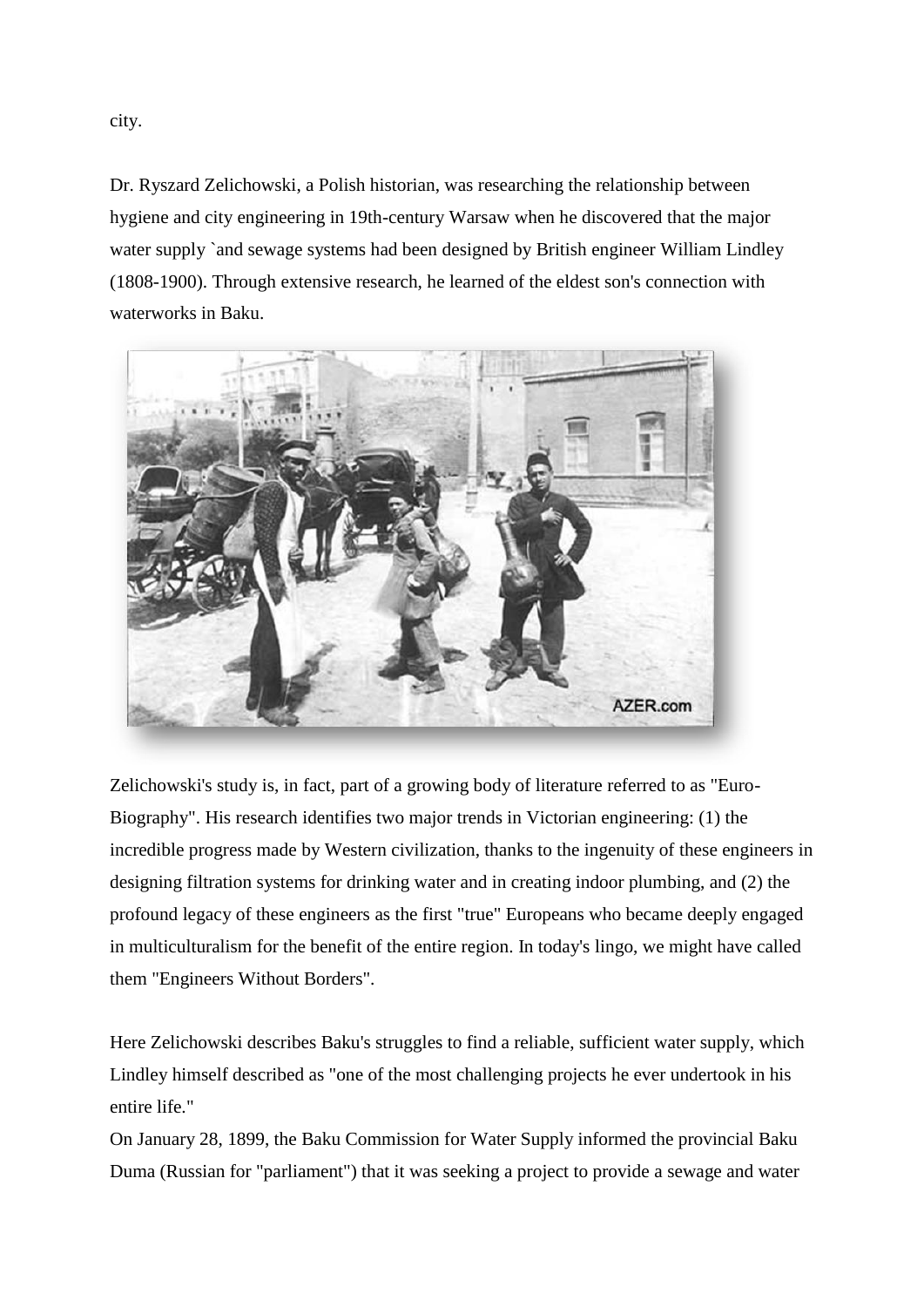city.

Dr. Ryszard Zelichowski, a Polish historian, was researching the relationship between hygiene and city engineering in 19th-century Warsaw when he discovered that the major water supply `and sewage systems had been designed by British engineer William Lindley (1808-1900). Through extensive research, he learned of the eldest son's connection with waterworks in Baku.

Zelichowski's study is, in fact, part of a growing body of literature referred to as "Euro-Biography". His research identifies two major trends in Victorian engineering: (1) the incredible progress made by Western civilization, thanks to the ingenuity of these engineers in designing filtration systems for drinking water and in creating indoor plumbing, and (2) the profound legacy of these engineers as the first "true" Europeans who became deeply engaged in multiculturalism for the benefit of the entire region. In today's lingo, we might have called them "Engineers Without Borders".

Here Zelichowski describes Baku's struggles to find a reliable, sufficient water supply, which Lindley himself described as "one of the most challenging projects he ever undertook in his entire life."

On January 28, 1899, the Baku Commission for Water Supply informed the provincial Baku Duma (Russian for "parliament") that it was seeking a project to provide a sewage and water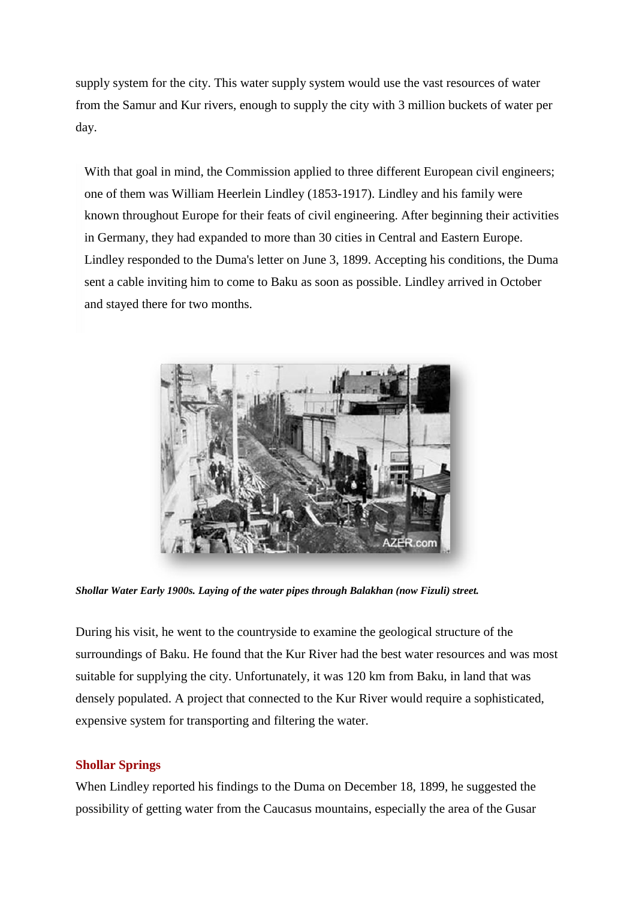supply system for the city. This water supply system would use the vast resources of water from the Samur and Kur rivers, enough to supply the city with 3 million buckets of water per day.

With that goal in mind, the Commission applied to three different European civil engineers; one of them was William Heerlein Lindley (1853-1917). Lindley and his family were known throughout Europe for their feats of civil engineering. After beginning their activities in Germany, they had expanded to more than 30 cities in Central and Eastern Europe. Lindley responded to the Duma's letter on June 3, 1899. Accepting his conditions, the Duma sent a cable inviting him to come to Baku as soon as possible. Lindley arrived in October and stayed there for two months.

***Shollar Water Early 1900s. Laying of the water pipes through Balakhan (now Fizuli) street.***

During his visit, he went to the countryside to examine the geological structure of the surroundings of Baku. He found that the Kur River had the best water resources and was most suitable for supplying the city. Unfortunately, it was 120 km from Baku, in land that was densely populated. A project that connected to the Kur River would require a sophisticated, expensive system for transporting and filtering the water.

## Shollar Springs

When Lindley reported his findings to the Duma on December 18, 1899, he suggested the possibility of getting water from the Caucasus mountains, especially the area of the Gusar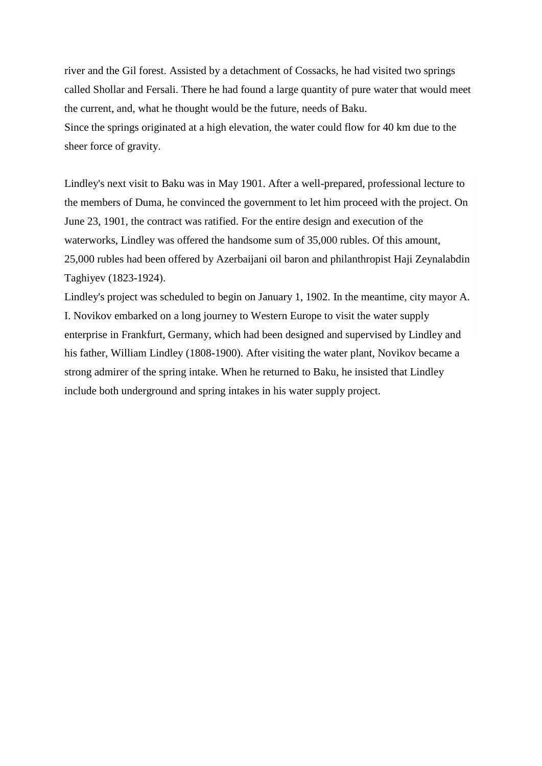river and the Gil forest. Assisted by a detachment of Cossacks, he had visited two springs called Shollar and Fersali. There he had found a large quantity of pure water that would meet the current, and, what he thought would be the future, needs of Baku.
Since the springs originated at a high elevation, the water could flow for 40 km due to the sheer force of gravity.

Lindley's next visit to Baku was in May 1901. After a well-prepared, professional lecture to the members of Duma, he convinced the government to let him proceed with the project. On June 23, 1901, the contract was ratified. For the entire design and execution of the waterworks, Lindley was offered the handsome sum of 35,000 rubles. Of this amount, 25,000 rubles had been offered by Azerbaijani oil baron and philanthropist Haji Zeynalabdin Taghiyev (1823-1924).
Lindley's project was scheduled to begin on January 1, 1902. In the meantime, city mayor A. I. Novikov embarked on a long journey to Western Europe to visit the water supply enterprise in Frankfurt, Germany, which had been designed and supervised by Lindley and his father, William Lindley (1808-1900). After visiting the water plant, Novikov became a strong admirer of the spring intake. When he returned to Baku, he insisted that Lindley include both underground and spring intakes in his water supply project.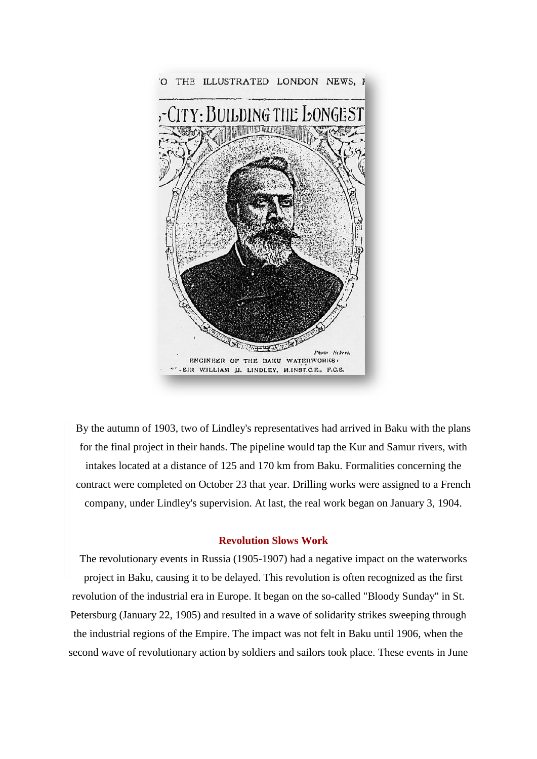ENGINEER OF THE BAKU WATERWORKS: SIR WILLIAM H. LINDLEY, M.INST.C.E., F.C.S.

By the autumn of 1903, two of Lindley's representatives had arrived in Baku with the plans for the final project in their hands. The pipeline would tap the Kur and Samur rivers, with intakes located at a distance of 125 and 170 km from Baku. Formalities concerning the contract were completed on October 23 that year. Drilling works were assigned to a French company, under Lindley's supervision. At last, the real work began on January 3, 1904.

## Revolution Slows Work

The revolutionary events in Russia (1905-1907) had a negative impact on the waterworks project in Baku, causing it to be delayed. This revolution is often recognized as the first revolution of the industrial era in Europe. It began on the so-called "Bloody Sunday" in St. Petersburg (January 22, 1905) and resulted in a wave of solidarity strikes sweeping through the industrial regions of the Empire. The impact was not felt in Baku until 1906, when the second wave of revolutionary action by soldiers and sailors took place. These events in June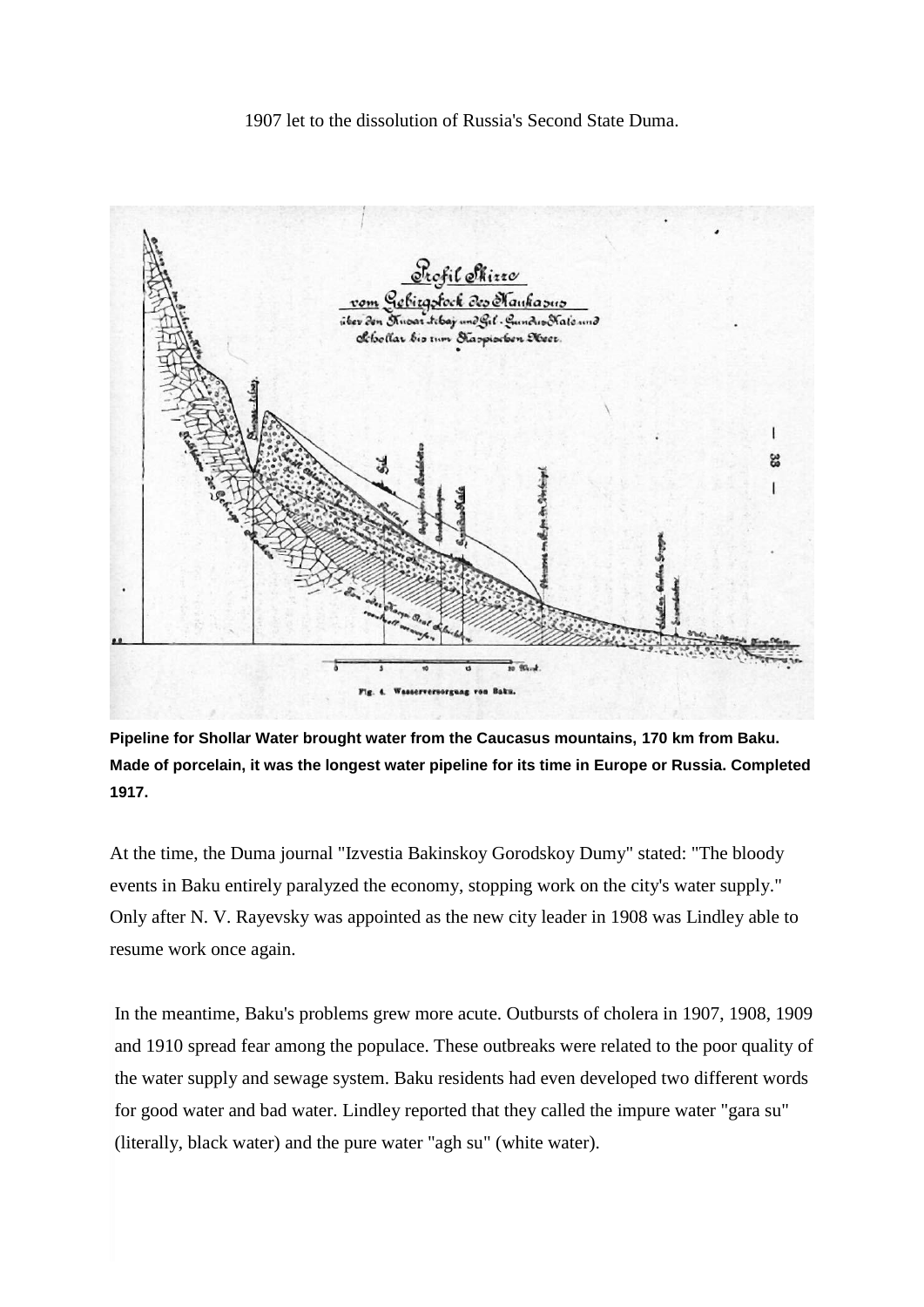1907 let to the dissolution of Russia's Second State Duma.

**Pipeline for Shollar Water brought water from the Caucasus mountains, 170 km from Baku. Made of porcelain, it was the longest water pipeline for its time in Europe or Russia. Completed 1917.**

At the time, the Duma journal "Izvestia Bakinskoy Gorodskoy Dumy" stated: "The bloody events in Baku entirely paralyzed the economy, stopping work on the city's water supply." Only after N. V. Rayevsky was appointed as the new city leader in 1908 was Lindley able to resume work once again.

In the meantime, Baku's problems grew more acute. Outbursts of cholera in 1907, 1908, 1909 and 1910 spread fear among the populace. These outbreaks were related to the poor quality of the water supply and sewage system. Baku residents had even developed two different words for good water and bad water. Lindley reported that they called the impure water "gara su" (literally, black water) and the pure water "agh su" (white water).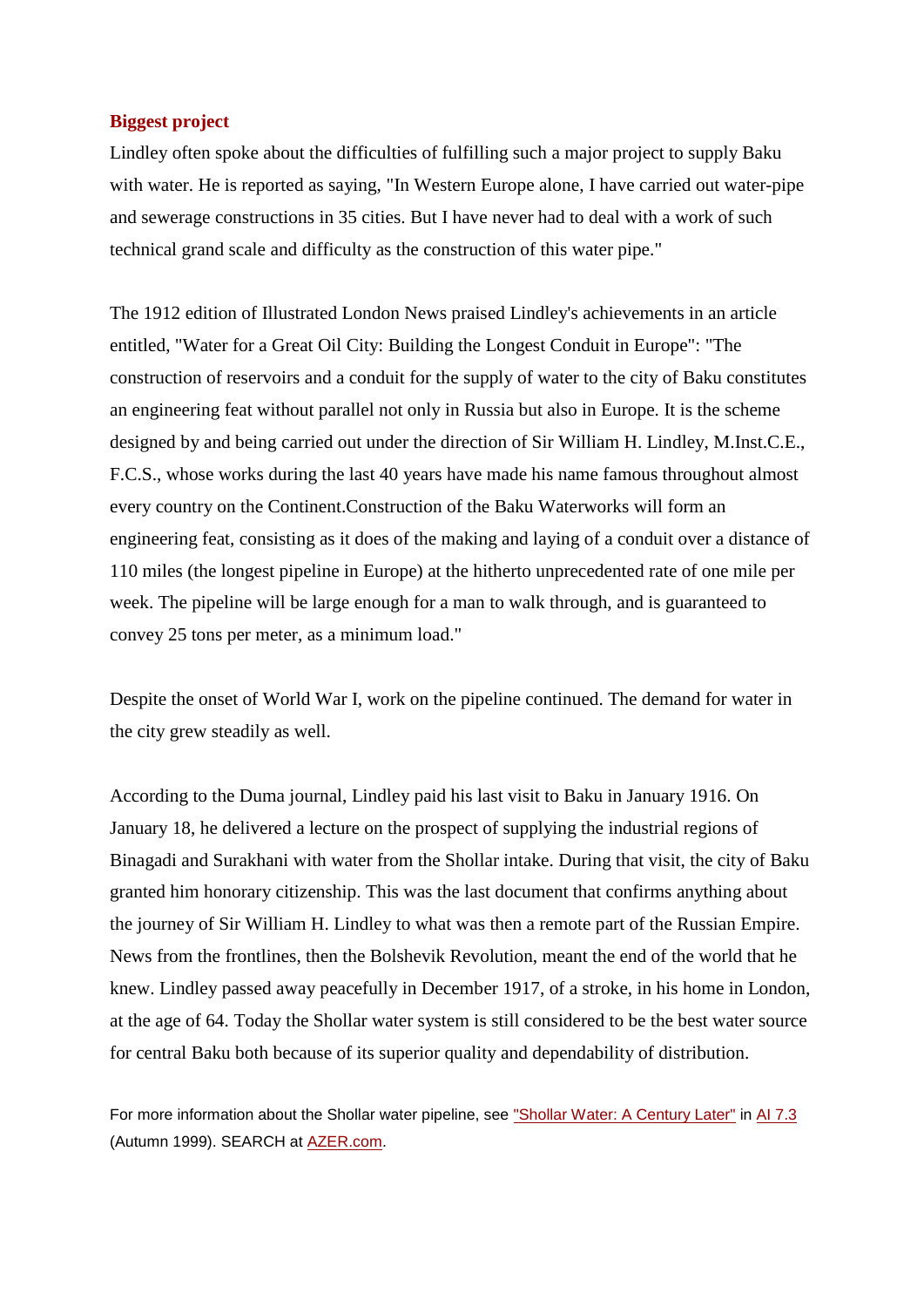## Biggest project

Lindley often spoke about the difficulties of fulfilling such a major project to supply Baku with water. He is reported as saying, "In Western Europe alone, I have carried out water-pipe and sewerage constructions in 35 cities. But I have never had to deal with a work of such technical grand scale and difficulty as the construction of this water pipe."

The 1912 edition of Illustrated London News praised Lindley's achievements in an article entitled, "Water for a Great Oil City: Building the Longest Conduit in Europe": "The construction of reservoirs and a conduit for the supply of water to the city of Baku constitutes an engineering feat without parallel not only in Russia but also in Europe. It is the scheme designed by and being carried out under the direction of Sir William H. Lindley, M.Inst.C.E., F.C.S., whose works during the last 40 years have made his name famous throughout almost every country on the Continent.Construction of the Baku Waterworks will form an engineering feat, consisting as it does of the making and laying of a conduit over a distance of 110 miles (the longest pipeline in Europe) at the hitherto unprecedented rate of one mile per week. The pipeline will be large enough for a man to walk through, and is guaranteed to convey 25 tons per meter, as a minimum load."

Despite the onset of World War I, work on the pipeline continued. The demand for water in the city grew steadily as well.

According to the Duma journal, Lindley paid his last visit to Baku in January 1916. On January 18, he delivered a lecture on the prospect of supplying the industrial regions of Binagadi and Surakhani with water from the Shollar intake. During that visit, the city of Baku granted him honorary citizenship. This was the last document that confirms anything about the journey of Sir William H. Lindley to what was then a remote part of the Russian Empire. News from the frontlines, then the Bolshevik Revolution, meant the end of the world that he knew. Lindley passed away peacefully in December 1917, of a stroke, in his home in London, at the age of 64. Today the Shollar water system is still considered to be the best water source for central Baku both because of its superior quality and dependability of distribution.

For more information about the Shollar water pipeline, see "Shollar Water: A Century Later" in AI 7.3 (Autumn 1999). SEARCH at AZER.com.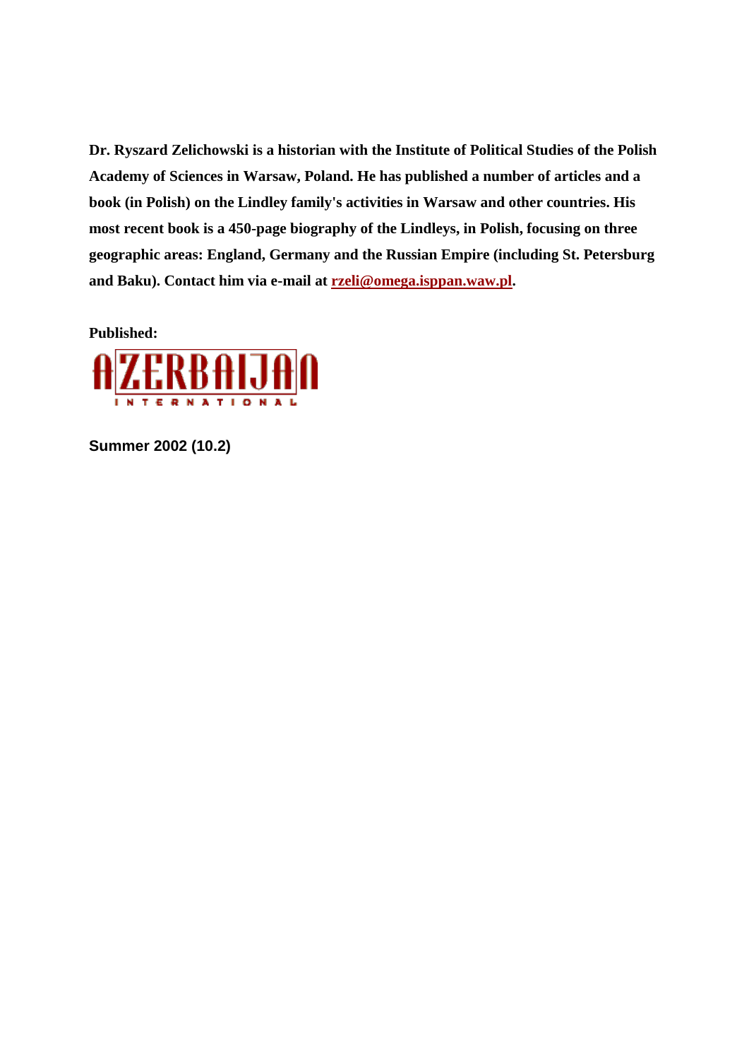**Dr. Ryszard Zelichowski is a historian with the Institute of Political Studies of the Polish Academy of Sciences in Warsaw, Poland. He has published a number of articles and a book (in Polish) on the Lindley family's activities in Warsaw and other countries. His most recent book is a 450-page biography of the Lindleys, in Polish, focusing on three geographic areas: England, Germany and the Russian Empire (including St. Petersburg and Baku). Contact him via e-mail at rzeli@omega.isppan.waw.pl.**

**Published:**

AZERBAIJAN INTERNATIONAL

**Summer 2002 (10.2)**